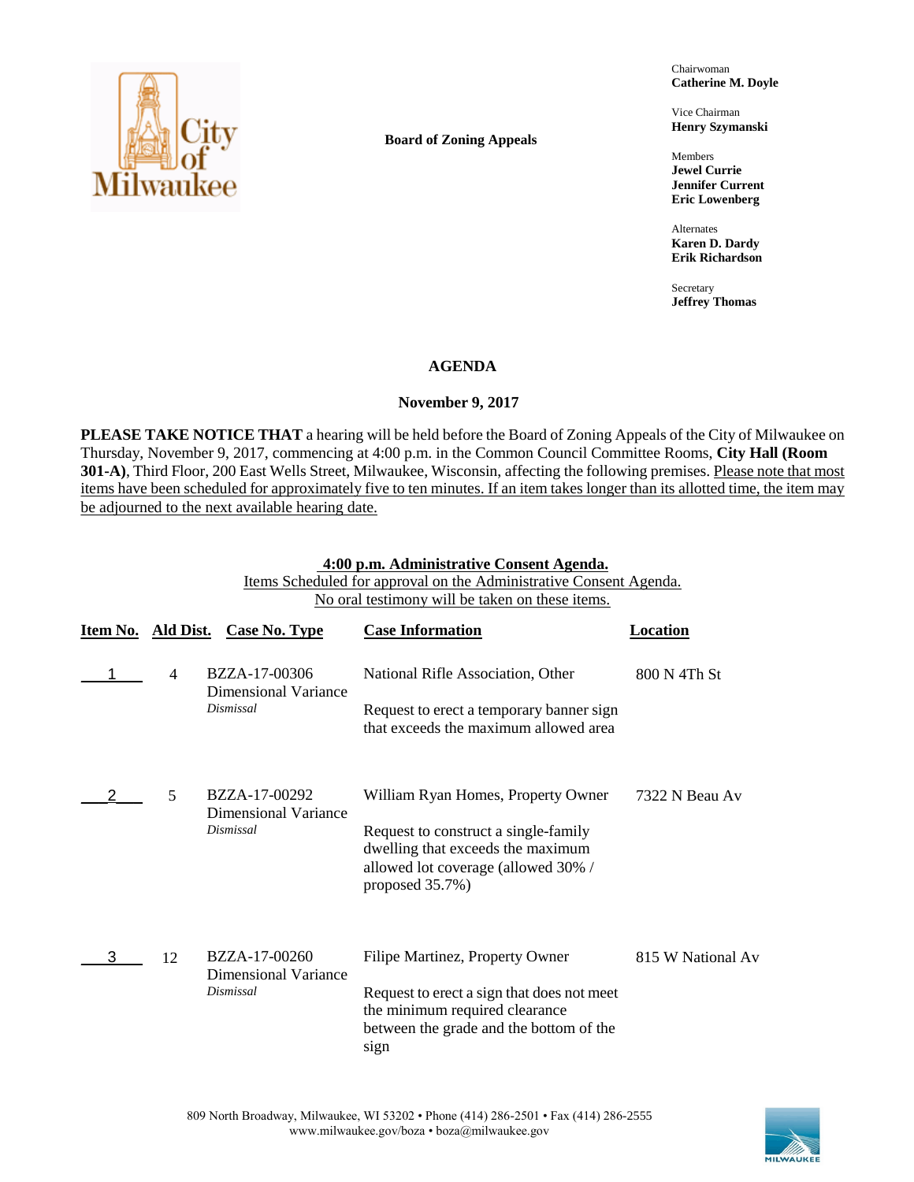**Board of Zoning Appeals**

Chairwoman
**Catherine M. Doyle**

Vice Chairman
**Henry Szymanski**

Members
**Jewel Currie**
**Jennifer Current**
**Eric Lowenberg**

Alternates
**Karen D. Dardy**
**Erik Richardson**

Secretary
**Jeffrey Thomas**

# AGENDA

## November 9, 2017

**PLEASE TAKE NOTICE THAT** a hearing will be held before the Board of Zoning Appeals of the City of Milwaukee on Thursday, November 9, 2017, commencing at 4:00 p.m. in the Common Council Committee Rooms, **City Hall (Room 301-A)**, Third Floor, 200 East Wells Street, Milwaukee, Wisconsin, affecting the following premises. Please note that most items have been scheduled for approximately five to ten minutes. If an item takes longer than its allotted time, the item may be adjourned to the next available hearing date.

**4:00 p.m. Administrative Consent Agenda.**
Items Scheduled for approval on the Administrative Consent Agenda.
No oral testimony will be taken on these items.

| Item No. | Ald Dist. | Case No. Type | Case Information | Location |
|---|---|---|---|---|
| 1 | 4 | BZZA-17-00306 Dimensional Variance *Dismissal* | National Rifle Association, Other<br><br>Request to erect a temporary banner sign that exceeds the maximum allowed area | 800 N 4Th St |
| 2 | 5 | BZZA-17-00292 Dimensional Variance *Dismissal* | William Ryan Homes, Property Owner<br><br>Request to construct a single-family dwelling that exceeds the maximum allowed lot coverage (allowed 30% / proposed 35.7%) | 7322 N Beau Av |
| 3 | 12 | BZZA-17-00260 Dimensional Variance *Dismissal* | Filipe Martinez, Property Owner<br><br>Request to erect a sign that does not meet the minimum required clearance between the grade and the bottom of the sign | 815 W National Av |

809 North Broadway, Milwaukee, WI 53202 • Phone (414) 286-2501 • Fax (414) 286-2555
www.milwaukee.gov/boza • boza@milwaukee.gov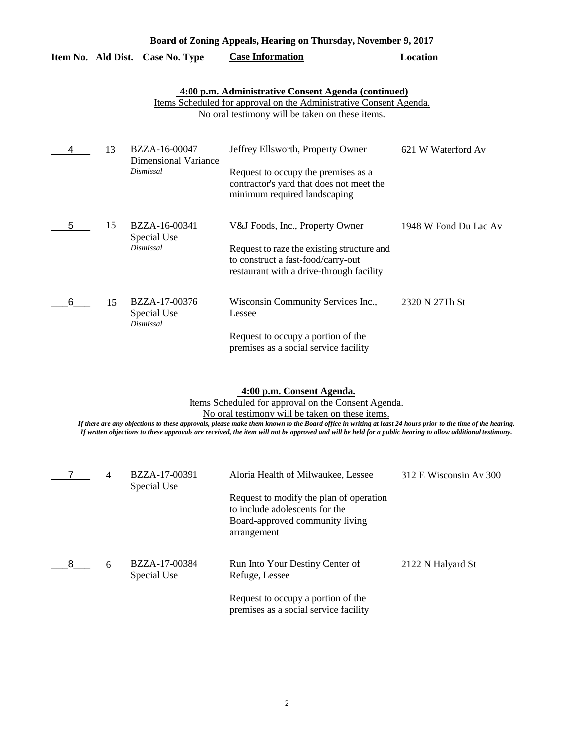**Board of Zoning Appeals, Hearing on Thursday, November 9, 2017**

| Item No. | Ald Dist. | Case No. Type | Case Information | Location |
|---|---|---|---|---|

**4:00 p.m. Administrative Consent Agenda (continued)**

Items Scheduled for approval on the Administrative Consent Agenda.
No oral testimony will be taken on these items.

| Item No. | Ald Dist. | Case No. Type | Case Information | Location |
|---|---|---|---|---|
| 4 | 13 | BZZA-16-00047 Dimensional Variance *Dismissal* | Jeffrey Ellsworth, Property Owner<br><br>Request to occupy the premises as a contractor's yard that does not meet the minimum required landscaping | 621 W Waterford Av |
| 5 | 15 | BZZA-16-00341 Special Use *Dismissal* | V&J Foods, Inc., Property Owner<br><br>Request to raze the existing structure and to construct a fast-food/carry-out restaurant with a drive-through facility | 1948 W Fond Du Lac Av |
| 6 | 15 | BZZA-17-00376 Special Use *Dismissal* | Wisconsin Community Services Inc., Lessee<br><br>Request to occupy a portion of the premises as a social service facility | 2320 N 27Th St |

**4:00 p.m. Consent Agenda.**

Items Scheduled for approval on the Consent Agenda.
No oral testimony will be taken on these items.

*If there are any objections to these approvals, please make them known to the Board office in writing at least 24 hours prior to the time of the hearing. If written objections to these approvals are received, the item will not be approved and will be held for a public hearing to allow additional testimony.*

| Item No. | Ald Dist. | Case No. Type | Case Information | Location |
|---|---|---|---|---|
| 7 | 4 | BZZA-17-00391 Special Use | Aloria Health of Milwaukee, Lessee<br><br>Request to modify the plan of operation to include adolescents for the Board-approved community living arrangement | 312 E Wisconsin Av 300 |
| 8 | 6 | BZZA-17-00384 Special Use | Run Into Your Destiny Center of Refuge, Lessee<br><br>Request to occupy a portion of the premises as a social service facility | 2122 N Halyard St |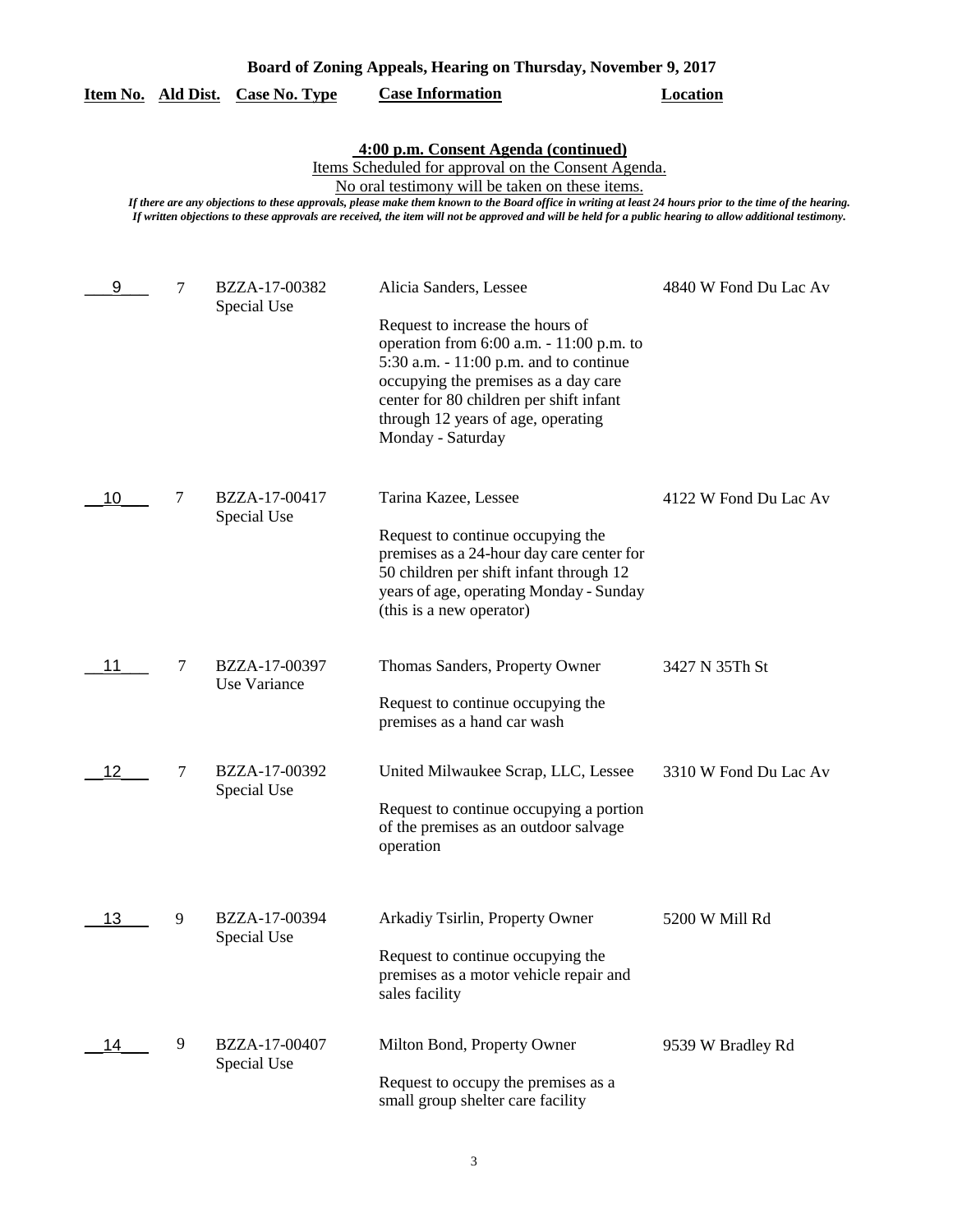**Board of Zoning Appeals, Hearing on Thursday, November 9, 2017**

## 4:00 p.m. Consent Agenda (continued)

Items Scheduled for approval on the Consent Agenda.

No oral testimony will be taken on these items.

*If there are any objections to these approvals, please make them known to the Board office in writing at least 24 hours prior to the time of the hearing. If written objections to these approvals are received, the item will not be approved and will be held for a public hearing to allow additional testimony.*

| Item No. | Ald Dist. | Case No. Type | Case Information | Location |
|---|---|---|---|---|
| 9 | 7 | BZZA-17-00382 Special Use | Alicia Sanders, Lessee<br><br>Request to increase the hours of operation from 6:00 a.m. - 11:00 p.m. to 5:30 a.m. - 11:00 p.m. and to continue occupying the premises as a day care center for 80 children per shift infant through 12 years of age, operating Monday - Saturday | 4840 W Fond Du Lac Av |
| 10 | 7 | BZZA-17-00417 Special Use | Tarina Kazee, Lessee<br><br>Request to continue occupying the premises as a 24-hour day care center for 50 children per shift infant through 12 years of age, operating Monday - Sunday (this is a new operator) | 4122 W Fond Du Lac Av |
| 11 | 7 | BZZA-17-00397 Use Variance | Thomas Sanders, Property Owner<br><br>Request to continue occupying the premises as a hand car wash | 3427 N 35Th St |
| 12 | 7 | BZZA-17-00392 Special Use | United Milwaukee Scrap, LLC, Lessee<br><br>Request to continue occupying a portion of the premises as an outdoor salvage operation | 3310 W Fond Du Lac Av |
| 13 | 9 | BZZA-17-00394 Special Use | Arkadiy Tsirlin, Property Owner<br><br>Request to continue occupying the premises as a motor vehicle repair and sales facility | 5200 W Mill Rd |
| 14 | 9 | BZZA-17-00407 Special Use | Milton Bond, Property Owner<br><br>Request to occupy the premises as a small group shelter care facility | 9539 W Bradley Rd |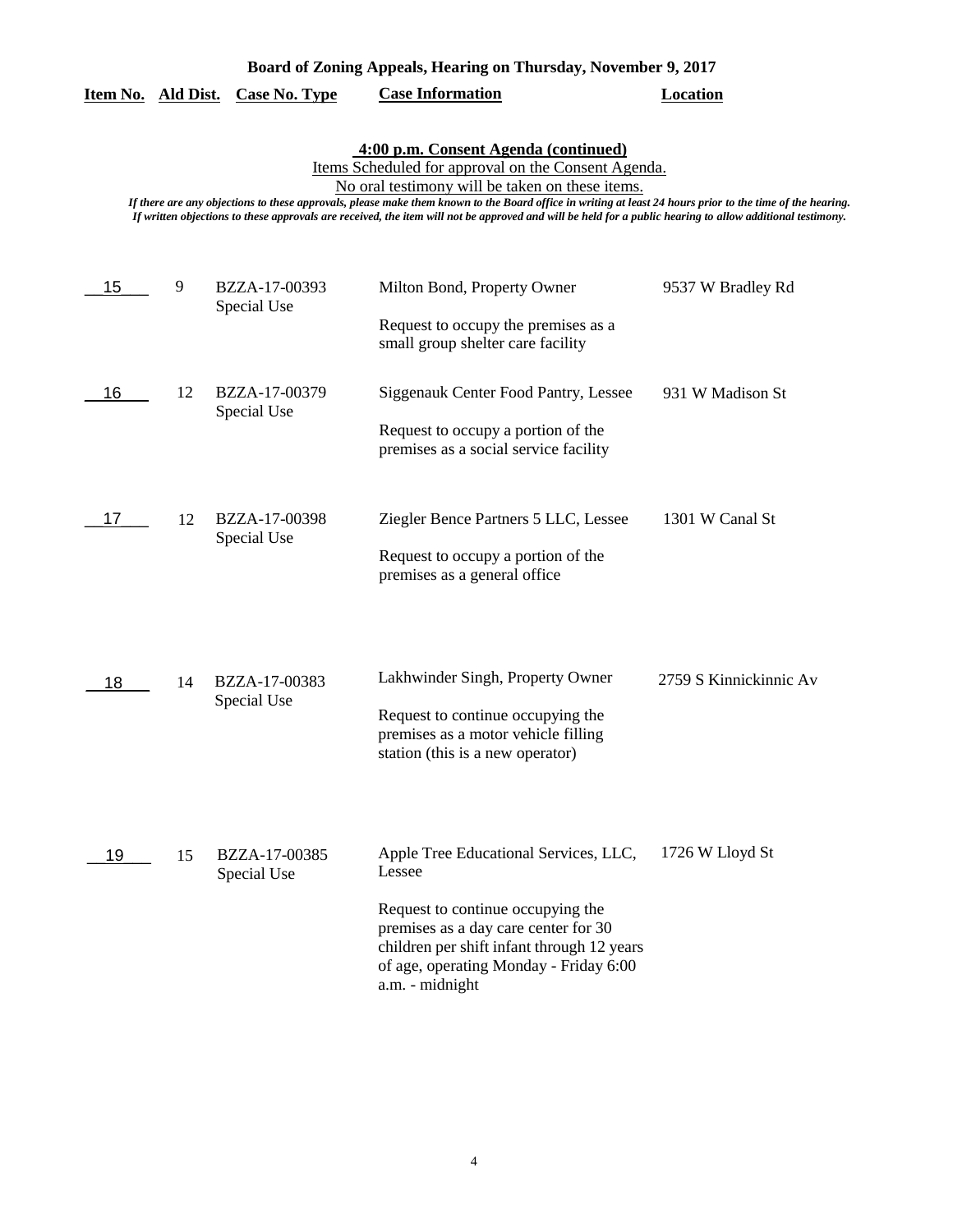# Board of Zoning Appeals, Hearing on Thursday, November 9, 2017

**4:00 p.m. Consent Agenda (continued)**

Items Scheduled for approval on the Consent Agenda.

No oral testimony will be taken on these items.

*If there are any objections to these approvals, please make them known to the Board office in writing at least 24 hours prior to the time of the hearing. If written objections to these approvals are received, the item will not be approved and will be held for a public hearing to allow additional testimony.*

| Item No. | Ald Dist. | Case No. Type | Case Information | Location |
|---|---|---|---|---|
| 15 | 9 | BZZA-17-00393 Special Use | Milton Bond, Property Owner<br><br>Request to occupy the premises as a small group shelter care facility | 9537 W Bradley Rd |
| 16 | 12 | BZZA-17-00379 Special Use | Siggenauk Center Food Pantry, Lessee<br><br>Request to occupy a portion of the premises as a social service facility | 931 W Madison St |
| 17 | 12 | BZZA-17-00398 Special Use | Ziegler Bence Partners 5 LLC, Lessee<br><br>Request to occupy a portion of the premises as a general office | 1301 W Canal St |
| 18 | 14 | BZZA-17-00383 Special Use | Lakhwinder Singh, Property Owner<br><br>Request to continue occupying the premises as a motor vehicle filling station (this is a new operator) | 2759 S Kinnickinnic Av |
| 19 | 15 | BZZA-17-00385 Special Use | Apple Tree Educational Services, LLC, Lessee<br><br>Request to continue occupying the premises as a day care center for 30 children per shift infant through 12 years of age, operating Monday - Friday 6:00 a.m. - midnight | 1726 W Lloyd St |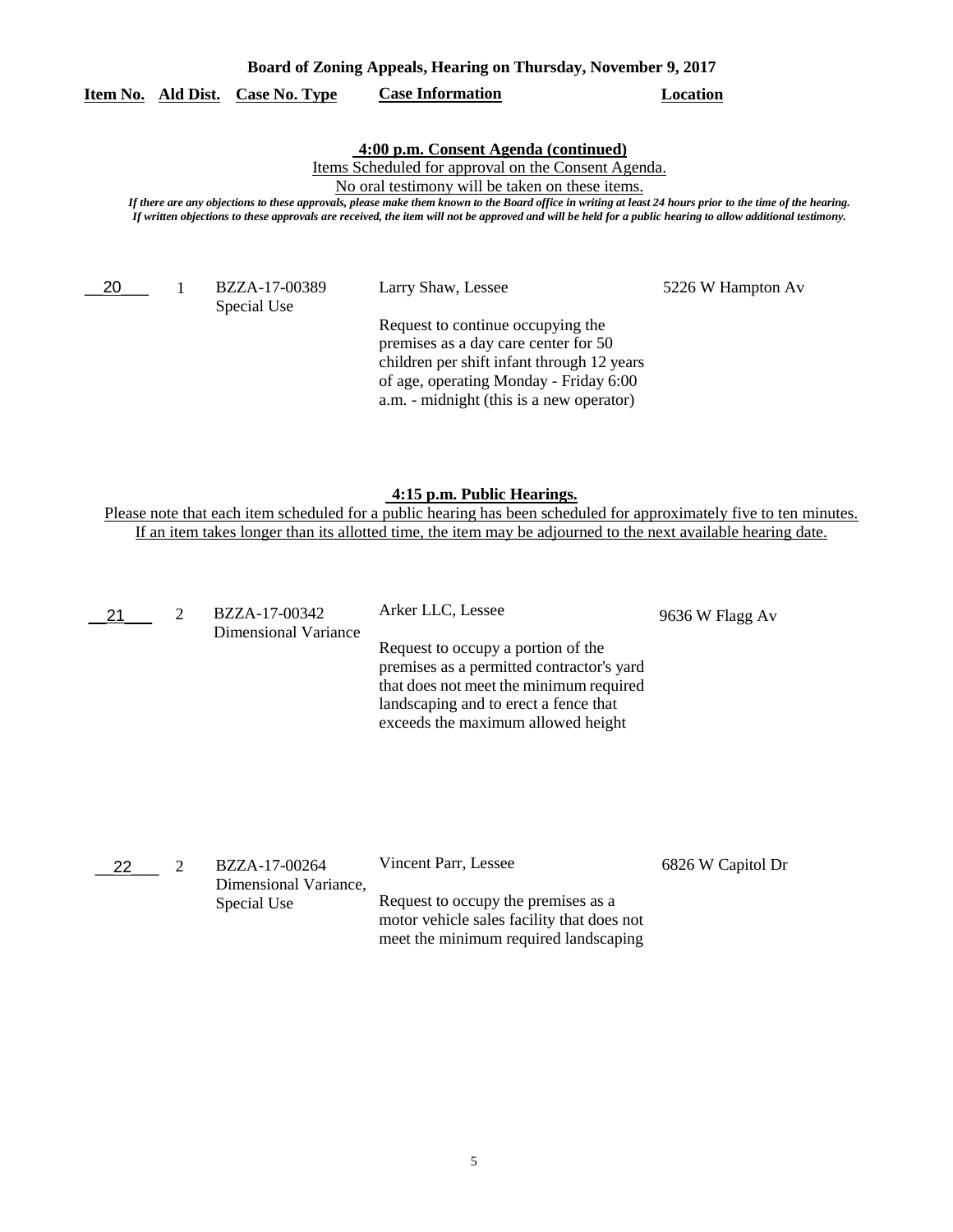**Board of Zoning Appeals, Hearing on Thursday, November 9, 2017**

| Item No. | Ald Dist. | Case No. Type | Case Information | Location |
|---|---|---|---|---|

**4:00 p.m. Consent Agenda (continued)**

Items Scheduled for approval on the Consent Agenda.

No oral testimony will be taken on these items.

*If there are any objections to these approvals, please make them known to the Board office in writing at least 24 hours prior to the time of the hearing. If written objections to these approvals are received, the item will not be approved and will be held for a public hearing to allow additional testimony.*

| Item No. | Ald Dist. | Case No. Type | Case Information | Location |
|---|---|---|---|---|
| 20 | 1 | BZZA-17-00389 Special Use | Larry Shaw, Lessee<br><br>Request to continue occupying the premises as a day care center for 50 children per shift infant through 12 years of age, operating Monday - Friday 6:00 a.m. - midnight (this is a new operator) | 5226 W Hampton Av |

**4:15 p.m. Public Hearings.**

Please note that each item scheduled for a public hearing has been scheduled for approximately five to ten minutes. If an item takes longer than its allotted time, the item may be adjourned to the next available hearing date.

| Item No. | Ald Dist. | Case No. Type | Case Information | Location |
|---|---|---|---|---|
| 21 | 2 | BZZA-17-00342 Dimensional Variance | Arker LLC, Lessee<br><br>Request to occupy a portion of the premises as a permitted contractor's yard that does not meet the minimum required landscaping and to erect a fence that exceeds the maximum allowed height | 9636 W Flagg Av |
| 22 | 2 | BZZA-17-00264 Dimensional Variance, Special Use | Vincent Parr, Lessee<br><br>Request to occupy the premises as a motor vehicle sales facility that does not meet the minimum required landscaping | 6826 W Capitol Dr |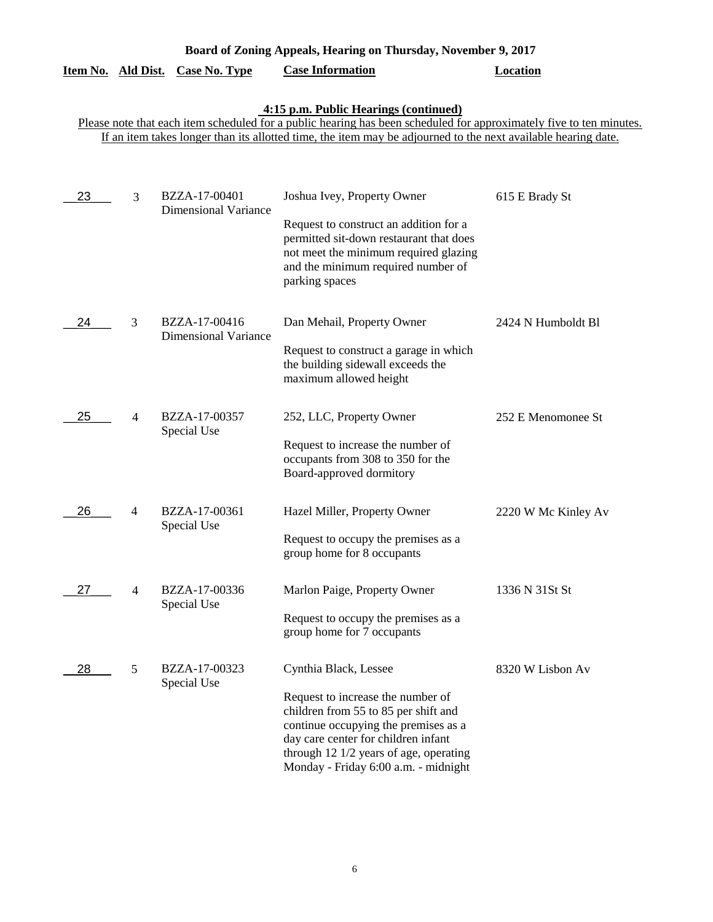**Board of Zoning Appeals, Hearing on Thursday, November 9, 2017**

**4:15 p.m. Public Hearings (continued)**

Please note that each item scheduled for a public hearing has been scheduled for approximately five to ten minutes. If an item takes longer than its allotted time, the item may be adjourned to the next available hearing date.

| Item No. | Ald Dist. | Case No. Type | Case Information | Location |
|---|---|---|---|---|
| 23 | 3 | BZZA-17-00401 Dimensional Variance | Joshua Ivey, Property Owner<br><br>Request to construct an addition for a permitted sit-down restaurant that does not meet the minimum required glazing and the minimum required number of parking spaces | 615 E Brady St |
| 24 | 3 | BZZA-17-00416 Dimensional Variance | Dan Mehail, Property Owner<br><br>Request to construct a garage in which the building sidewall exceeds the maximum allowed height | 2424 N Humboldt Bl |
| 25 | 4 | BZZA-17-00357 Special Use | 252, LLC, Property Owner<br><br>Request to increase the number of occupants from 308 to 350 for the Board-approved dormitory | 252 E Menomonee St |
| 26 | 4 | BZZA-17-00361 Special Use | Hazel Miller, Property Owner<br><br>Request to occupy the premises as a group home for 8 occupants | 2220 W Mc Kinley Av |
| 27 | 4 | BZZA-17-00336 Special Use | Marlon Paige, Property Owner<br><br>Request to occupy the premises as a group home for 7 occupants | 1336 N 31St St |
| 28 | 5 | BZZA-17-00323 Special Use | Cynthia Black, Lessee<br><br>Request to increase the number of children from 55 to 85 per shift and continue occupying the premises as a day care center for children infant through 12 1/2 years of age, operating Monday - Friday 6:00 a.m. - midnight | 8320 W Lisbon Av |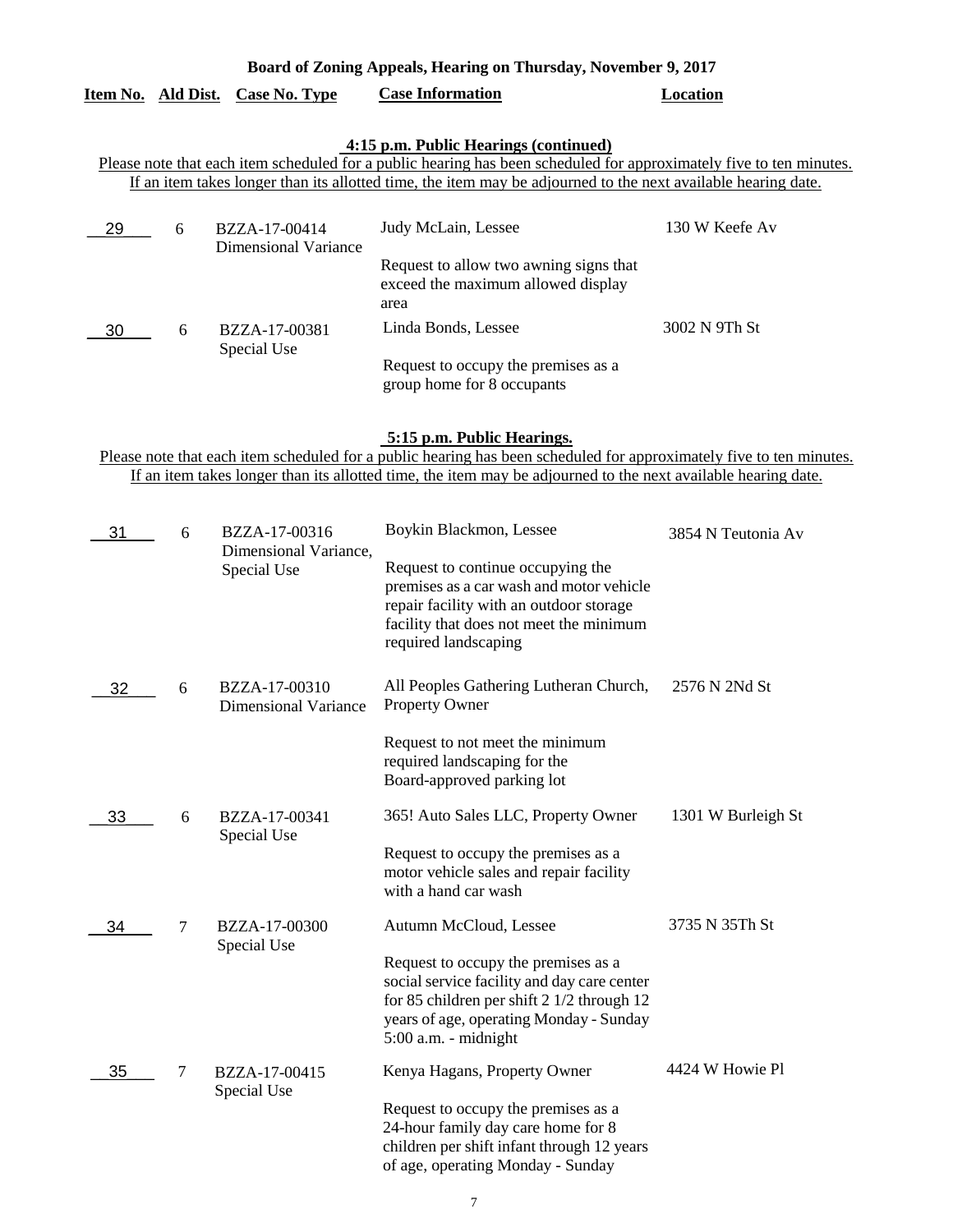**Board of Zoning Appeals, Hearing on Thursday, November 9, 2017**

| Item No. | Ald Dist. | Case No. Type | Case Information | Location |
|---|---|---|---|---|

**4:15 p.m. Public Hearings (continued)**

Please note that each item scheduled for a public hearing has been scheduled for approximately five to ten minutes. If an item takes longer than its allotted time, the item may be adjourned to the next available hearing date.

| Item No. | Ald Dist. | Case No. Type | Case Information | Location |
|---|---|---|---|---|
| 29 | 6 | BZZA-17-00414 Dimensional Variance | Judy McLain, Lessee<br><br>Request to allow two awning signs that exceed the maximum allowed display area | 130 W Keefe Av |
| 30 | 6 | BZZA-17-00381 Special Use | Linda Bonds, Lessee<br><br>Request to occupy the premises as a group home for 8 occupants | 3002 N 9Th St |

**5:15 p.m. Public Hearings.**

Please note that each item scheduled for a public hearing has been scheduled for approximately five to ten minutes. If an item takes longer than its allotted time, the item may be adjourned to the next available hearing date.

| Item No. | Ald Dist. | Case No. Type | Case Information | Location |
|---|---|---|---|---|
| 31 | 6 | BZZA-17-00316 Dimensional Variance, Special Use | Boykin Blackmon, Lessee<br><br>Request to continue occupying the premises as a car wash and motor vehicle repair facility with an outdoor storage facility that does not meet the minimum required landscaping | 3854 N Teutonia Av |
| 32 | 6 | BZZA-17-00310 Dimensional Variance | All Peoples Gathering Lutheran Church, Property Owner<br><br>Request to not meet the minimum required landscaping for the Board-approved parking lot | 2576 N 2Nd St |
| 33 | 6 | BZZA-17-00341 Special Use | 365! Auto Sales LLC, Property Owner<br><br>Request to occupy the premises as a motor vehicle sales and repair facility with a hand car wash | 1301 W Burleigh St |
| 34 | 7 | BZZA-17-00300 Special Use | Autumn McCloud, Lessee<br><br>Request to occupy the premises as a social service facility and day care center for 85 children per shift 2 1/2 through 12 years of age, operating Monday - Sunday 5:00 a.m. - midnight | 3735 N 35Th St |
| 35 | 7 | BZZA-17-00415 Special Use | Kenya Hagans, Property Owner<br><br>Request to occupy the premises as a 24-hour family day care home for 8 children per shift infant through 12 years of age, operating Monday - Sunday | 4424 W Howie Pl |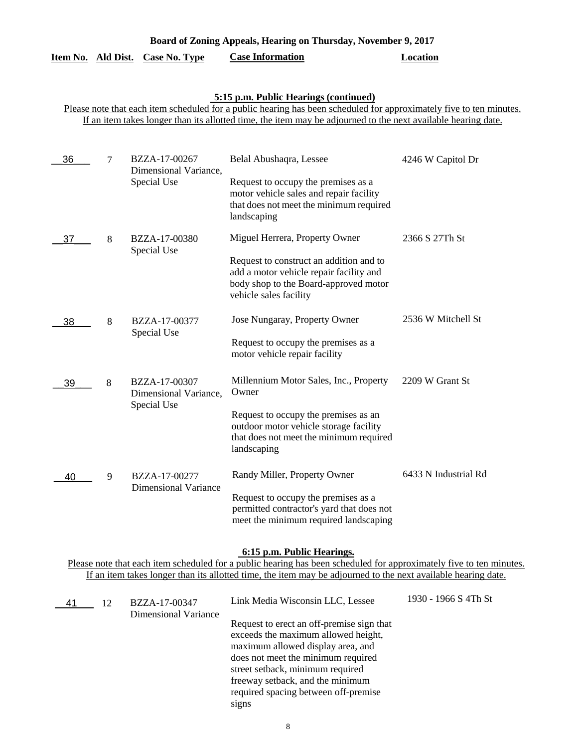**Board of Zoning Appeals, Hearing on Thursday, November 9, 2017**

**5:15 p.m. Public Hearings (continued)**

Please note that each item scheduled for a public hearing has been scheduled for approximately five to ten minutes. If an item takes longer than its allotted time, the item may be adjourned to the next available hearing date.

| Item No. | Ald Dist. | Case No. Type | Case Information | Location |
|---|---|---|---|---|
| 36 | 7 | BZZA-17-00267 Dimensional Variance, Special Use | Belal Abushaqra, Lessee<br><br>Request to occupy the premises as a motor vehicle sales and repair facility that does not meet the minimum required landscaping | 4246 W Capitol Dr |
| 37 | 8 | BZZA-17-00380 Special Use | Miguel Herrera, Property Owner<br><br>Request to construct an addition and to add a motor vehicle repair facility and body shop to the Board-approved motor vehicle sales facility | 2366 S 27Th St |
| 38 | 8 | BZZA-17-00377 Special Use | Jose Nungaray, Property Owner<br><br>Request to occupy the premises as a motor vehicle repair facility | 2536 W Mitchell St |
| 39 | 8 | BZZA-17-00307 Dimensional Variance, Special Use | Millennium Motor Sales, Inc., Property Owner<br><br>Request to occupy the premises as an outdoor motor vehicle storage facility that does not meet the minimum required landscaping | 2209 W Grant St |
| 40 | 9 | BZZA-17-00277 Dimensional Variance | Randy Miller, Property Owner<br><br>Request to occupy the premises as a permitted contractor's yard that does not meet the minimum required landscaping | 6433 N Industrial Rd |

**6:15 p.m. Public Hearings.**

Please note that each item scheduled for a public hearing has been scheduled for approximately five to ten minutes. If an item takes longer than its allotted time, the item may be adjourned to the next available hearing date.

| Item No. | Ald Dist. | Case No. Type | Case Information | Location |
|---|---|---|---|---|
| 41 | 12 | BZZA-17-00347 Dimensional Variance | Link Media Wisconsin LLC, Lessee<br><br>Request to erect an off-premise sign that exceeds the maximum allowed height, maximum allowed display area, and does not meet the minimum required street setback, minimum required freeway setback, and the minimum required spacing between off-premise signs | 1930 - 1966 S 4Th St |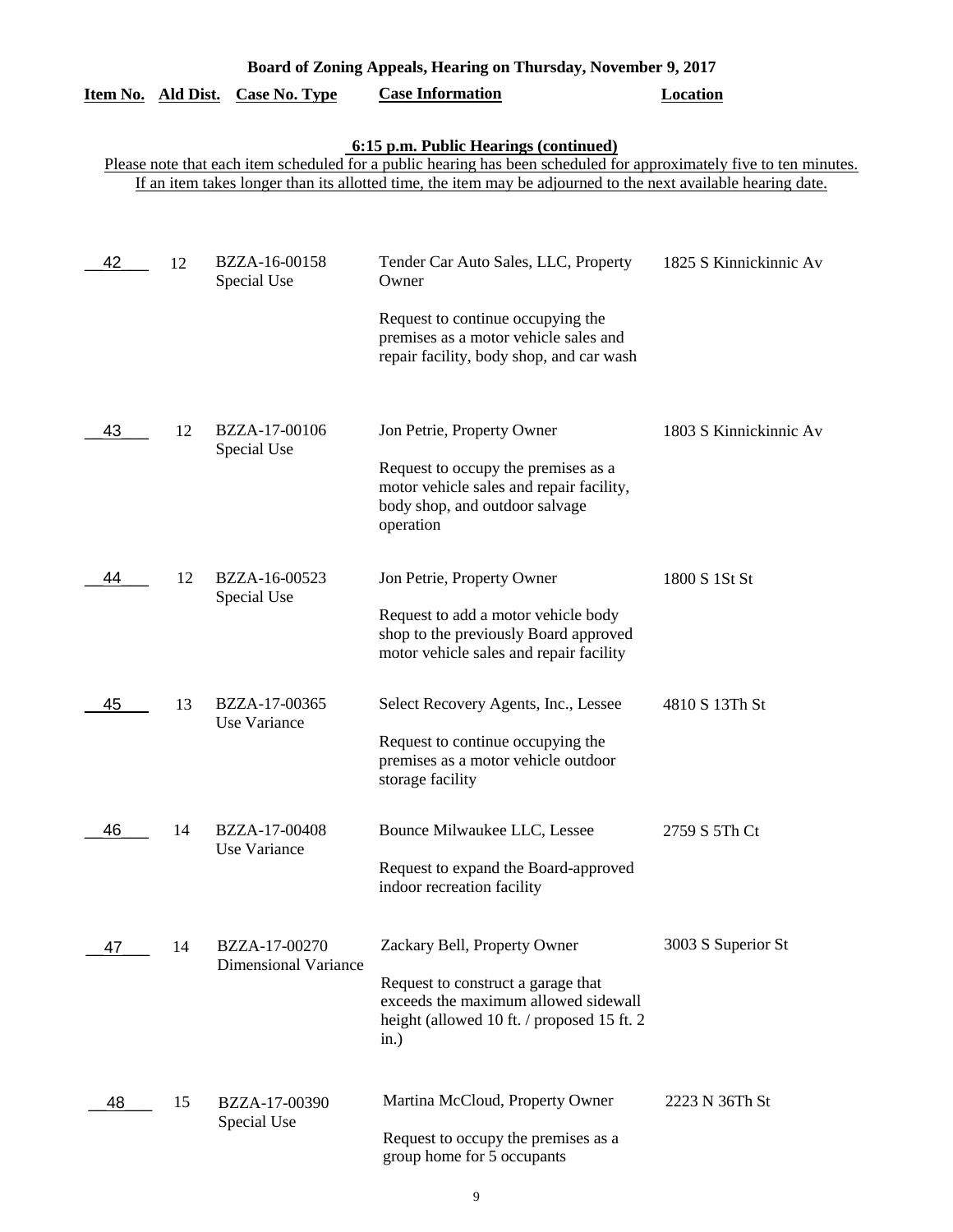# Board of Zoning Appeals, Hearing on Thursday, November 9, 2017

## 6:15 p.m. Public Hearings (continued)

Please note that each item scheduled for a public hearing has been scheduled for approximately five to ten minutes. If an item takes longer than its allotted time, the item may be adjourned to the next available hearing date.

| Item No. | Ald Dist. | Case No. Type | Case Information | Location |
|---|---|---|---|---|
| 42 | 12 | BZZA-16-00158 Special Use | Tender Car Auto Sales, LLC, Property Owner<br><br>Request to continue occupying the premises as a motor vehicle sales and repair facility, body shop, and car wash | 1825 S Kinnickinnic Av |
| 43 | 12 | BZZA-17-00106 Special Use | Jon Petrie, Property Owner<br><br>Request to occupy the premises as a motor vehicle sales and repair facility, body shop, and outdoor salvage operation | 1803 S Kinnickinnic Av |
| 44 | 12 | BZZA-16-00523 Special Use | Jon Petrie, Property Owner<br><br>Request to add a motor vehicle body shop to the previously Board approved motor vehicle sales and repair facility | 1800 S 1St St |
| 45 | 13 | BZZA-17-00365 Use Variance | Select Recovery Agents, Inc., Lessee<br><br>Request to continue occupying the premises as a motor vehicle outdoor storage facility | 4810 S 13Th St |
| 46 | 14 | BZZA-17-00408 Use Variance | Bounce Milwaukee LLC, Lessee<br><br>Request to expand the Board-approved indoor recreation facility | 2759 S 5Th Ct |
| 47 | 14 | BZZA-17-00270 Dimensional Variance | Zackary Bell, Property Owner<br><br>Request to construct a garage that exceeds the maximum allowed sidewall height (allowed 10 ft. / proposed 15 ft. 2 in.) | 3003 S Superior St |
| 48 | 15 | BZZA-17-00390 Special Use | Martina McCloud, Property Owner<br><br>Request to occupy the premises as a group home for 5 occupants | 2223 N 36Th St |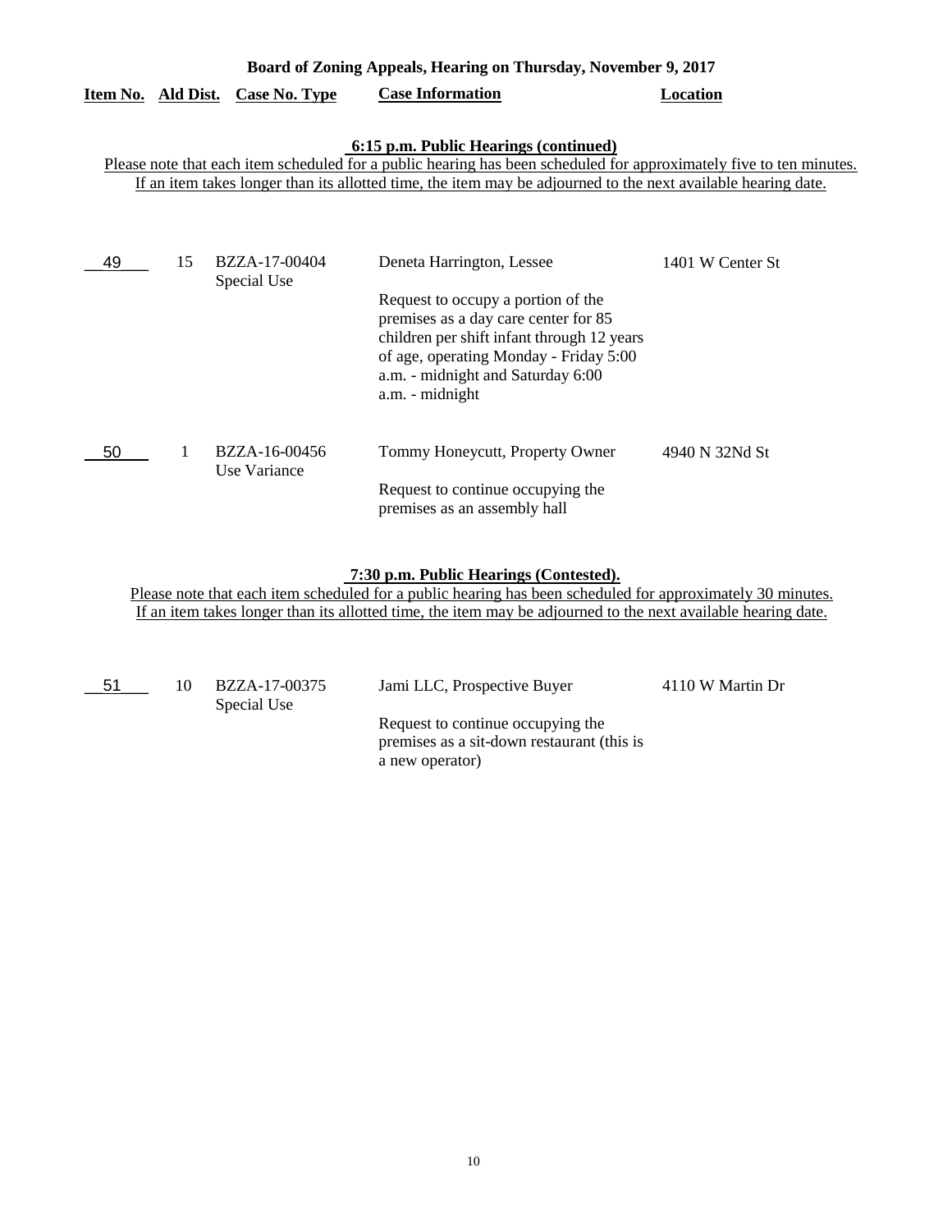**Board of Zoning Appeals, Hearing on Thursday, November 9, 2017**

| Item No. | Ald Dist. | Case No. Type | Case Information | Location |
|---|---|---|---|---|

**6:15 p.m. Public Hearings (continued)**

Please note that each item scheduled for a public hearing has been scheduled for approximately five to ten minutes. If an item takes longer than its allotted time, the item may be adjourned to the next available hearing date.

| Item No. | Ald Dist. | Case No. Type | Case Information | Location |
|---|---|---|---|---|
| 49 | 15 | BZZA-17-00404 Special Use | Deneta Harrington, Lessee<br><br>Request to occupy a portion of the premises as a day care center for 85 children per shift infant through 12 years of age, operating Monday - Friday 5:00 a.m. - midnight and Saturday 6:00 a.m. - midnight | 1401 W Center St |
| 50 | 1 | BZZA-16-00456 Use Variance | Tommy Honeycutt, Property Owner<br><br>Request to continue occupying the premises as an assembly hall | 4940 N 32Nd St |

**7:30 p.m. Public Hearings (Contested).**

Please note that each item scheduled for a public hearing has been scheduled for approximately 30 minutes. If an item takes longer than its allotted time, the item may be adjourned to the next available hearing date.

| Item No. | Ald Dist. | Case No. Type | Case Information | Location |
|---|---|---|---|---|
| 51 | 10 | BZZA-17-00375 Special Use | Jami LLC, Prospective Buyer<br><br>Request to continue occupying the premises as a sit-down restaurant (this is a new operator) | 4110 W Martin Dr |